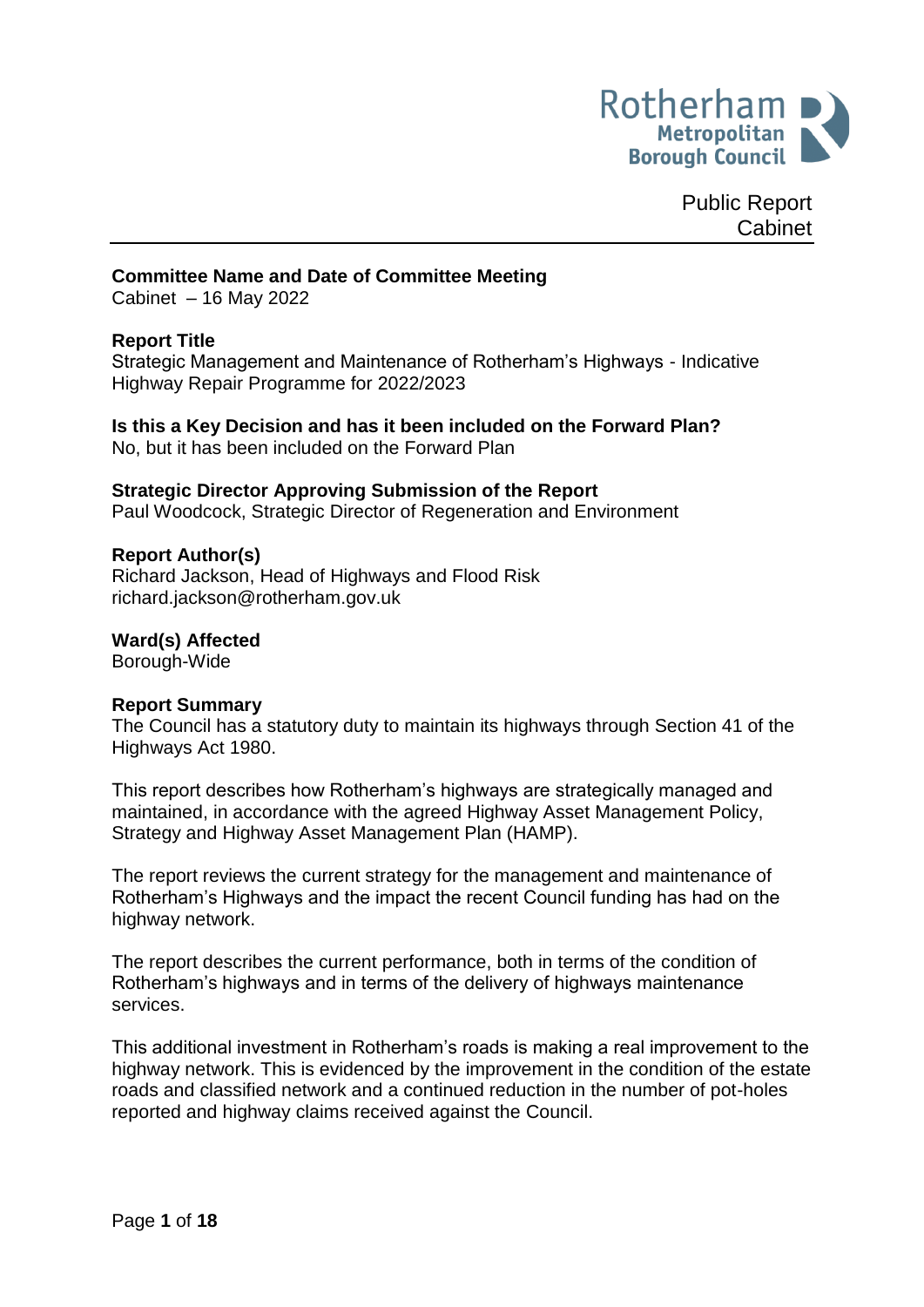Public Report
Cabinet

**Committee Name and Date of Committee Meeting**
Cabinet – 16 May 2022

**Report Title**
Strategic Management and Maintenance of Rotherham's Highways - Indicative Highway Repair Programme for 2022/2023

**Is this a Key Decision and has it been included on the Forward Plan?**
No, but it has been included on the Forward Plan

**Strategic Director Approving Submission of the Report**
Paul Woodcock, Strategic Director of Regeneration and Environment

**Report Author(s)**
Richard Jackson, Head of Highways and Flood Risk
richard.jackson@rotherham.gov.uk

**Ward(s) Affected**
Borough-Wide

**Report Summary**
The Council has a statutory duty to maintain its highways through Section 41 of the Highways Act 1980.

This report describes how Rotherham's highways are strategically managed and maintained, in accordance with the agreed Highway Asset Management Policy, Strategy and Highway Asset Management Plan (HAMP).

The report reviews the current strategy for the management and maintenance of Rotherham's Highways and the impact the recent Council funding has had on the highway network.

The report describes the current performance, both in terms of the condition of Rotherham's highways and in terms of the delivery of highways maintenance services.

This additional investment in Rotherham's roads is making a real improvement to the highway network. This is evidenced by the improvement in the condition of the estate roads and classified network and a continued reduction in the number of pot-holes reported and highway claims received against the Council.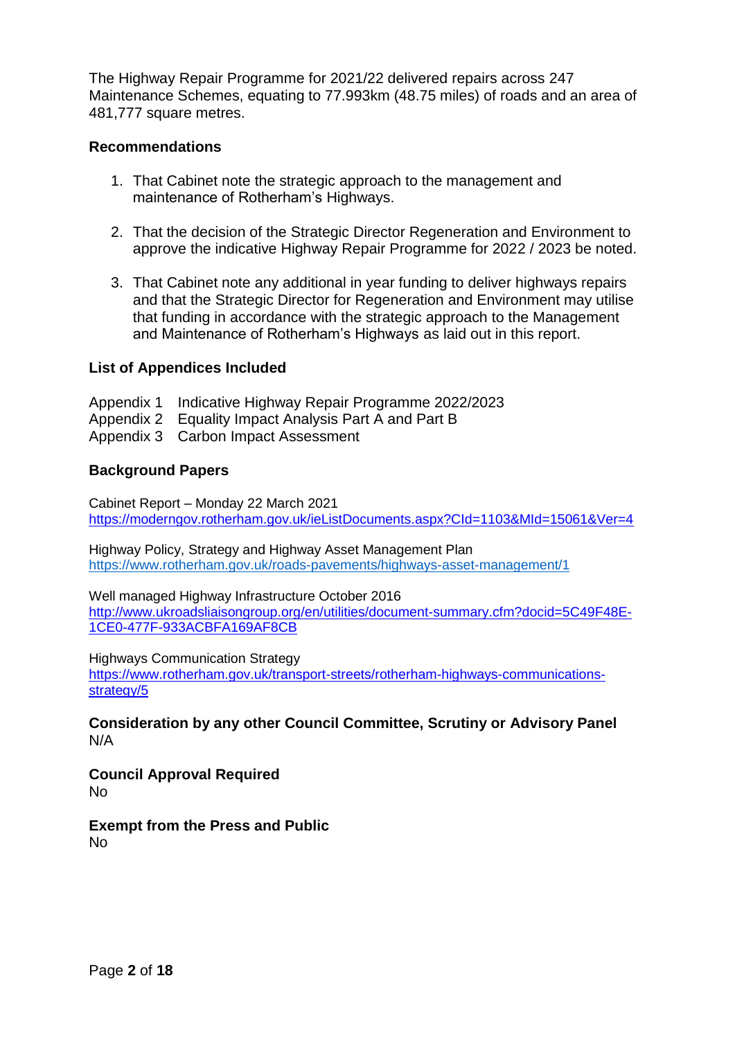The Highway Repair Programme for 2021/22 delivered repairs across 247 Maintenance Schemes, equating to 77.993km (48.75 miles) of roads and an area of 481,777 square metres.

**Recommendations**

1. That Cabinet note the strategic approach to the management and maintenance of Rotherham's Highways.

2. That the decision of the Strategic Director Regeneration and Environment to approve the indicative Highway Repair Programme for 2022 / 2023 be noted.

3. That Cabinet note any additional in year funding to deliver highways repairs and that the Strategic Director for Regeneration and Environment may utilise that funding in accordance with the strategic approach to the Management and Maintenance of Rotherham's Highways as laid out in this report.

**List of Appendices Included**

Appendix 1 Indicative Highway Repair Programme 2022/2023
Appendix 2 Equality Impact Analysis Part A and Part B
Appendix 3 Carbon Impact Assessment

**Background Papers**

Cabinet Report – Monday 22 March 2021
https://moderngov.rotherham.gov.uk/ieListDocuments.aspx?CId=1103&MId=15061&Ver=4

Highway Policy, Strategy and Highway Asset Management Plan
https://www.rotherham.gov.uk/roads-pavements/highways-asset-management/1

Well managed Highway Infrastructure October 2016
http://www.ukroadsliaisongroup.org/en/utilities/document-summary.cfm?docid=5C49F48E-1CE0-477F-933ACBFA169AF8CB

Highways Communication Strategy
https://www.rotherham.gov.uk/transport-streets/rotherham-highways-communications-strategy/5

**Consideration by any other Council Committee, Scrutiny or Advisory Panel**
N/A

**Council Approval Required**
No

**Exempt from the Press and Public**
No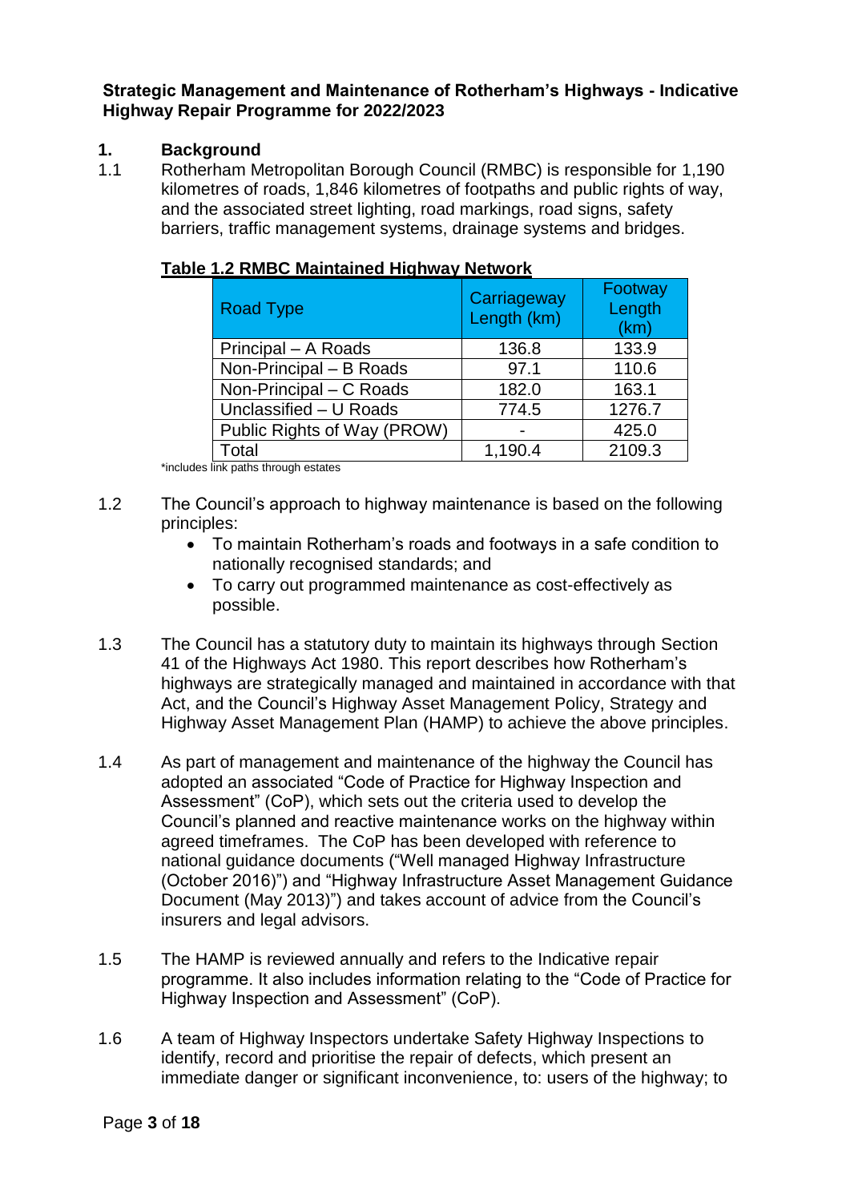**Strategic Management and Maintenance of Rotherham's Highways - Indicative Highway Repair Programme for 2022/2023**

## 1. Background

1.1 Rotherham Metropolitan Borough Council (RMBC) is responsible for 1,190 kilometres of roads, 1,846 kilometres of footpaths and public rights of way, and the associated street lighting, road markings, road signs, safety barriers, traffic management systems, drainage systems and bridges.

**Table 1.2 RMBC Maintained Highway Network**

| Road Type | Carriageway Length (km) | Footway Length (km) |
|---|---|---|
| Principal – A Roads | 136.8 | 133.9 |
| Non-Principal – B Roads | 97.1 | 110.6 |
| Non-Principal – C Roads | 182.0 | 163.1 |
| Unclassified – U Roads | 774.5 | 1276.7 |
| Public Rights of Way (PROW) | - | 425.0 |
| Total | 1,190.4 | 2109.3 |

*includes link paths through estates

1.2 The Council's approach to highway maintenance is based on the following principles:

- To maintain Rotherham's roads and footways in a safe condition to nationally recognised standards; and
- To carry out programmed maintenance as cost-effectively as possible.

1.3 The Council has a statutory duty to maintain its highways through Section 41 of the Highways Act 1980. This report describes how Rotherham's highways are strategically managed and maintained in accordance with that Act, and the Council's Highway Asset Management Policy, Strategy and Highway Asset Management Plan (HAMP) to achieve the above principles.

1.4 As part of management and maintenance of the highway the Council has adopted an associated "Code of Practice for Highway Inspection and Assessment" (CoP), which sets out the criteria used to develop the Council's planned and reactive maintenance works on the highway within agreed timeframes. The CoP has been developed with reference to national guidance documents ("Well managed Highway Infrastructure (October 2016)") and "Highway Infrastructure Asset Management Guidance Document (May 2013)") and takes account of advice from the Council's insurers and legal advisors.

1.5 The HAMP is reviewed annually and refers to the Indicative repair programme. It also includes information relating to the "Code of Practice for Highway Inspection and Assessment" (CoP).

1.6 A team of Highway Inspectors undertake Safety Highway Inspections to identify, record and prioritise the repair of defects, which present an immediate danger or significant inconvenience, to: users of the highway; to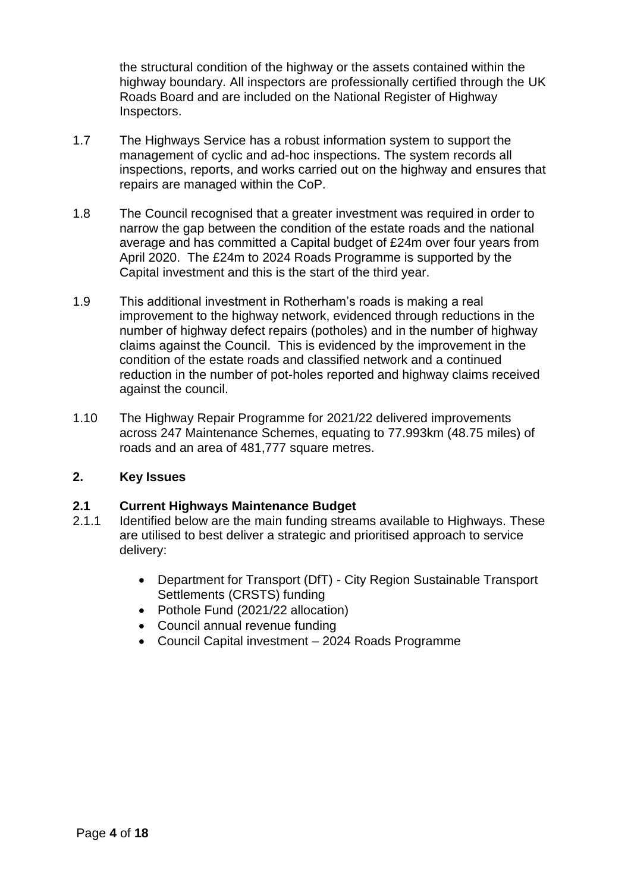the structural condition of the highway or the assets contained within the highway boundary. All inspectors are professionally certified through the UK Roads Board and are included on the National Register of Highway Inspectors.

1.7 The Highways Service has a robust information system to support the management of cyclic and ad-hoc inspections. The system records all inspections, reports, and works carried out on the highway and ensures that repairs are managed within the CoP.

1.8 The Council recognised that a greater investment was required in order to narrow the gap between the condition of the estate roads and the national average and has committed a Capital budget of £24m over four years from April 2020. The £24m to 2024 Roads Programme is supported by the Capital investment and this is the start of the third year.

1.9 This additional investment in Rotherham's roads is making a real improvement to the highway network, evidenced through reductions in the number of highway defect repairs (potholes) and in the number of highway claims against the Council. This is evidenced by the improvement in the condition of the estate roads and classified network and a continued reduction in the number of pot-holes reported and highway claims received against the council.

1.10 The Highway Repair Programme for 2021/22 delivered improvements across 247 Maintenance Schemes, equating to 77.993km (48.75 miles) of roads and an area of 481,777 square metres.

## 2. Key Issues

### 2.1 Current Highways Maintenance Budget

2.1.1 Identified below are the main funding streams available to Highways. These are utilised to best deliver a strategic and prioritised approach to service delivery:

- Department for Transport (DfT) - City Region Sustainable Transport Settlements (CRSTS) funding
- Pothole Fund (2021/22 allocation)
- Council annual revenue funding
- Council Capital investment – 2024 Roads Programme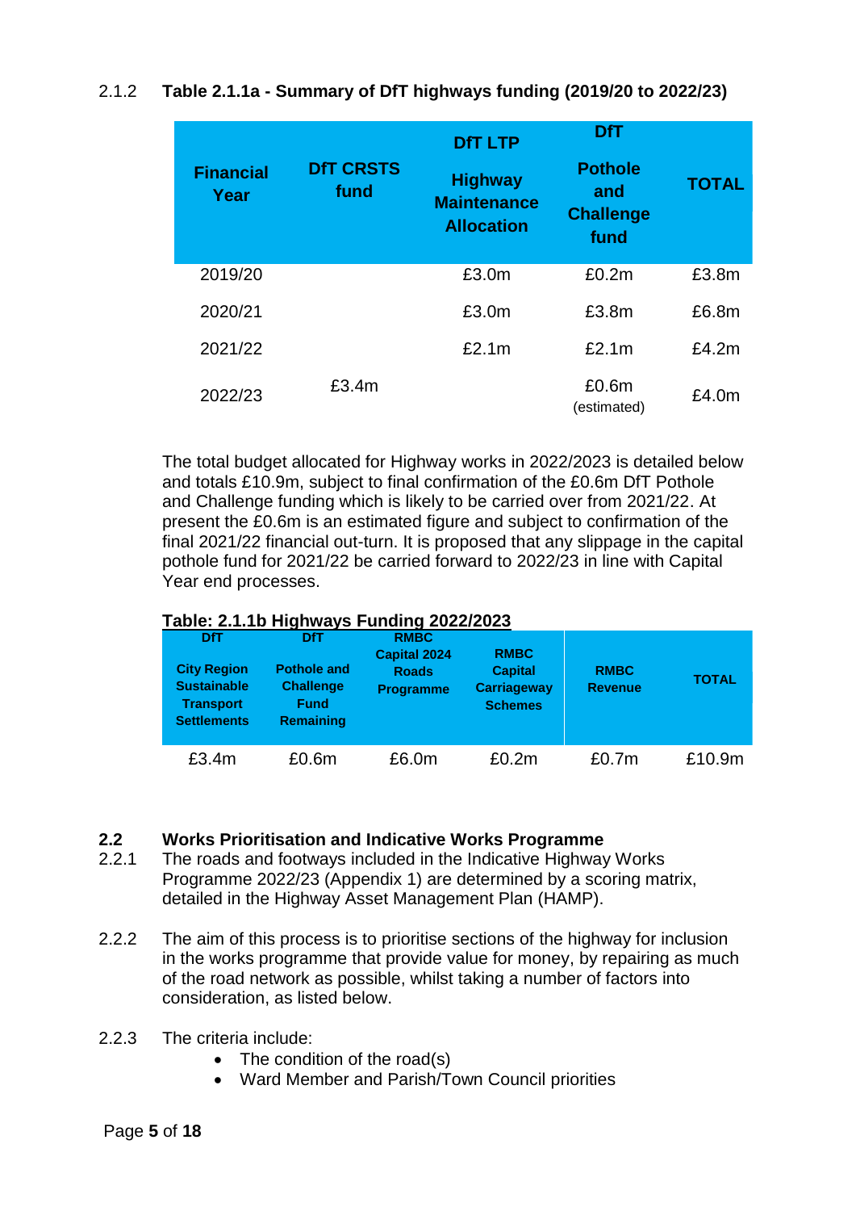2.1.2 **Table 2.1.1a - Summary of DfT highways funding (2019/20 to 2022/23)**

| Financial Year | DfT CRSTS fund | DfT LTP Highway Maintenance Allocation | DfT Pothole and Challenge fund | TOTAL |
|---|---|---|---|---|
| 2019/20 | | £3.0m | £0.2m | £3.8m |
| 2020/21 | | £3.0m | £3.8m | £6.8m |
| 2021/22 | | £2.1m | £2.1m | £4.2m |
| 2022/23 | £3.4m | | £0.6m (estimated) | £4.0m |

The total budget allocated for Highway works in 2022/2023 is detailed below and totals £10.9m, subject to final confirmation of the £0.6m DfT Pothole and Challenge funding which is likely to be carried over from 2021/22. At present the £0.6m is an estimated figure and subject to confirmation of the final 2021/22 financial out-turn. It is proposed that any slippage in the capital pothole fund for 2021/22 be carried forward to 2022/23 in line with Capital Year end processes.

**Table: 2.1.1b Highways Funding 2022/2023**

| DfT City Region Sustainable Transport Settlements | DfT Pothole and Challenge Fund Remaining | RMBC Capital 2024 Roads Programme | RMBC Capital Carriageway Schemes | RMBC Revenue | TOTAL |
|---|---|---|---|---|---|
| £3.4m | £0.6m | £6.0m | £0.2m | £0.7m | £10.9m |

## 2.2 Works Prioritisation and Indicative Works Programme

2.2.1 The roads and footways included in the Indicative Highway Works Programme 2022/23 (Appendix 1) are determined by a scoring matrix, detailed in the Highway Asset Management Plan (HAMP).

2.2.2 The aim of this process is to prioritise sections of the highway for inclusion in the works programme that provide value for money, by repairing as much of the road network as possible, whilst taking a number of factors into consideration, as listed below.

2.2.3 The criteria include:

- The condition of the road(s)
- Ward Member and Parish/Town Council priorities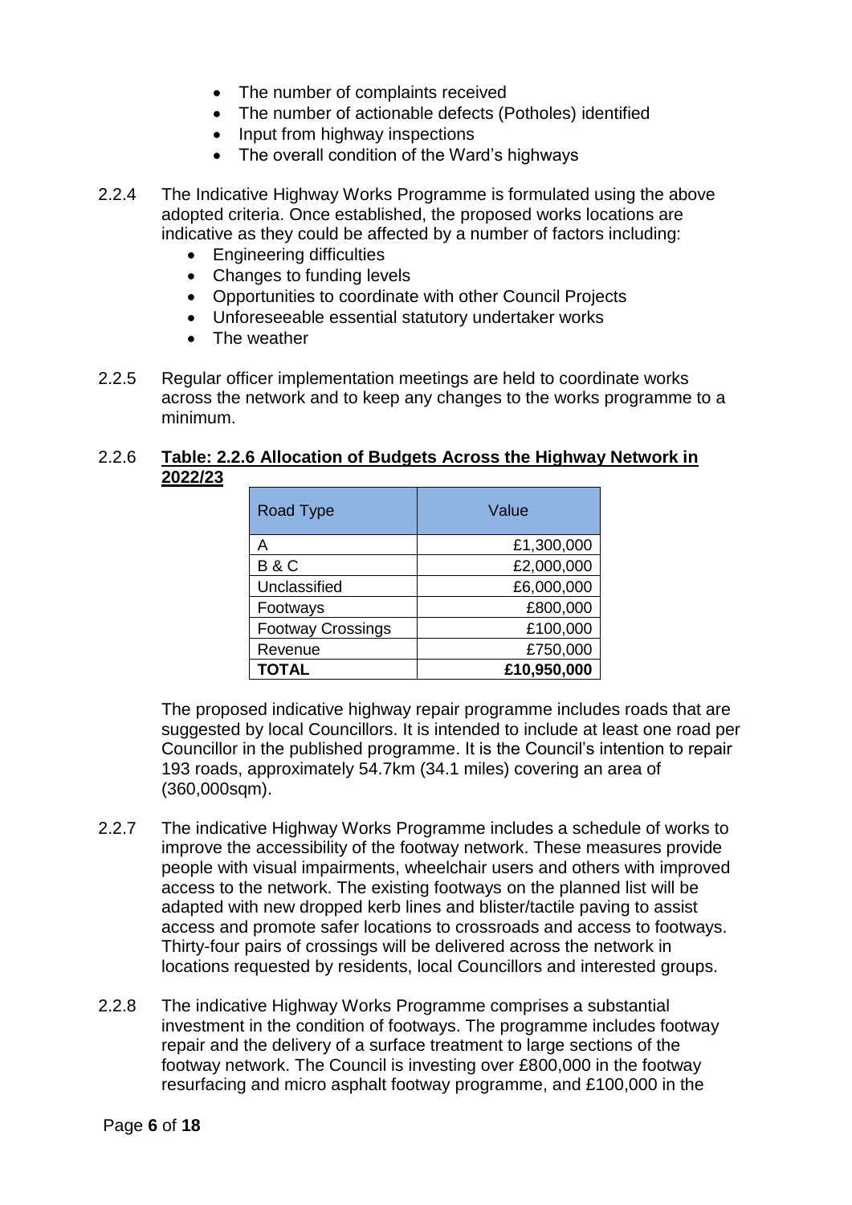- The number of complaints received
- The number of actionable defects (Potholes) identified
- Input from highway inspections
- The overall condition of the Ward's highways

2.2.4 The Indicative Highway Works Programme is formulated using the above adopted criteria. Once established, the proposed works locations are indicative as they could be affected by a number of factors including:

- Engineering difficulties
- Changes to funding levels
- Opportunities to coordinate with other Council Projects
- Unforeseeable essential statutory undertaker works
- The weather

2.2.5 Regular officer implementation meetings are held to coordinate works across the network and to keep any changes to the works programme to a minimum.

2.2.6 **Table: 2.2.6 Allocation of Budgets Across the Highway Network in 2022/23**

| Road Type | Value |
|---|---:|
| A | £1,300,000 |
| B & C | £2,000,000 |
| Unclassified | £6,000,000 |
| Footways | £800,000 |
| Footway Crossings | £100,000 |
| Revenue | £750,000 |
| **TOTAL** | **£10,950,000** |

The proposed indicative highway repair programme includes roads that are suggested by local Councillors. It is intended to include at least one road per Councillor in the published programme. It is the Council's intention to repair 193 roads, approximately 54.7km (34.1 miles) covering an area of (360,000sqm).

2.2.7 The indicative Highway Works Programme includes a schedule of works to improve the accessibility of the footway network. These measures provide people with visual impairments, wheelchair users and others with improved access to the network. The existing footways on the planned list will be adapted with new dropped kerb lines and blister/tactile paving to assist access and promote safer locations to crossroads and access to footways. Thirty-four pairs of crossings will be delivered across the network in locations requested by residents, local Councillors and interested groups.

2.2.8 The indicative Highway Works Programme comprises a substantial investment in the condition of footways. The programme includes footway repair and the delivery of a surface treatment to large sections of the footway network. The Council is investing over £800,000 in the footway resurfacing and micro asphalt footway programme, and £100,000 in the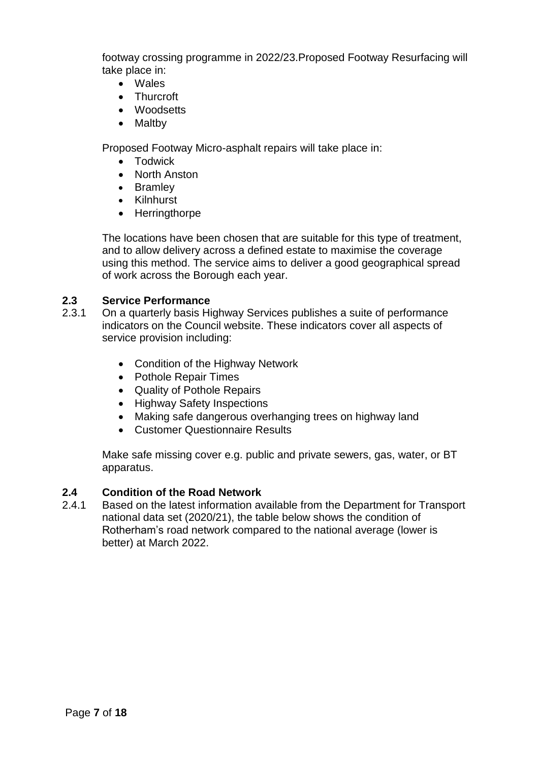footway crossing programme in 2022/23.Proposed Footway Resurfacing will take place in:

- Wales
- Thurcroft
- Woodsetts
- Maltby

Proposed Footway Micro-asphalt repairs will take place in:

- Todwick
- North Anston
- Bramley
- Kilnhurst
- Herringthorpe

The locations have been chosen that are suitable for this type of treatment, and to allow delivery across a defined estate to maximise the coverage using this method. The service aims to deliver a good geographical spread of work across the Borough each year.

### 2.3 Service Performance

2.3.1 On a quarterly basis Highway Services publishes a suite of performance indicators on the Council website. These indicators cover all aspects of service provision including:

- Condition of the Highway Network
- Pothole Repair Times
- Quality of Pothole Repairs
- Highway Safety Inspections
- Making safe dangerous overhanging trees on highway land
- Customer Questionnaire Results

Make safe missing cover e.g. public and private sewers, gas, water, or BT apparatus.

### 2.4 Condition of the Road Network

2.4.1 Based on the latest information available from the Department for Transport national data set (2020/21), the table below shows the condition of Rotherham's road network compared to the national average (lower is better) at March 2022.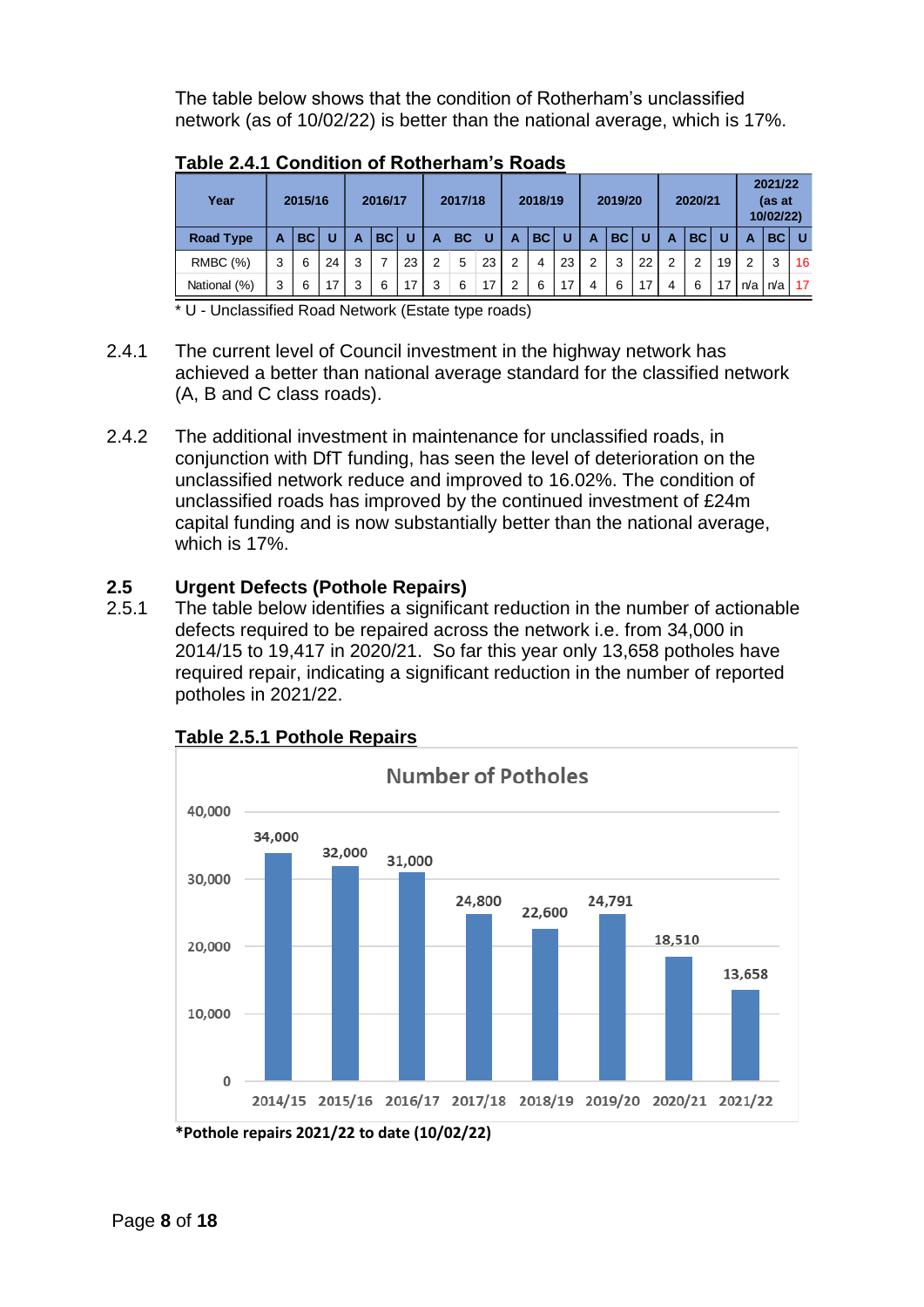The table below shows that the condition of Rotherham's unclassified network (as of 10/02/22) is better than the national average, which is 17%.

**Table 2.4.1 Condition of Rotherham's Roads**

| Year | 2015/16 | | | 2016/17 | | | 2017/18 | | | 2018/19 | | | 2019/20 | | | 2020/21 | | | 2021/22 (as at 10/02/22) | | |
|---|---|---|---|---|---|---|---|---|---|---|---|---|---|---|---|---|---|---|---|---|---|
| Road Type | A | BC | U | A | BC | U | A | BC | U | A | BC | U | A | BC | U | A | BC | U | A | BC | U |
| RMBC (%) | 3 | 6 | 24 | 3 | 7 | 23 | 2 | 5 | 23 | 2 | 4 | 23 | 2 | 3 | 22 | 2 | 2 | 19 | 2 | 3 | 16 |
| National (%) | 3 | 6 | 17 | 3 | 6 | 17 | 3 | 6 | 17 | 2 | 6 | 17 | 4 | 6 | 17 | 4 | 6 | 17 | n/a | n/a | 17 |

* U - Unclassified Road Network (Estate type roads)

2.4.1 The current level of Council investment in the highway network has achieved a better than national average standard for the classified network (A, B and C class roads).

2.4.2 The additional investment in maintenance for unclassified roads, in conjunction with DfT funding, has seen the level of deterioration on the unclassified network reduce and improved to 16.02%. The condition of unclassified roads has improved by the continued investment of £24m capital funding and is now substantially better than the national average, which is 17%.

## 2.5 Urgent Defects (Pothole Repairs)

2.5.1 The table below identifies a significant reduction in the number of actionable defects required to be repaired across the network i.e. from 34,000 in 2014/15 to 19,417 in 2020/21. So far this year only 13,658 potholes have required repair, indicating a significant reduction in the number of reported potholes in 2021/22.

**Table 2.5.1 Pothole Repairs**

Number of Potholes

| Year | Number of Potholes |
|---|---|
| 2014/15 | 34,000 |
| 2015/16 | 32,000 |
| 2016/17 | 31,000 |
| 2017/18 | 24,800 |
| 2018/19 | 22,600 |
| 2019/20 | 24,791 |
| 2020/21 | 18,510 |
| 2021/22 | 13,658 |

**\*Pothole repairs 2021/22 to date (10/02/22)**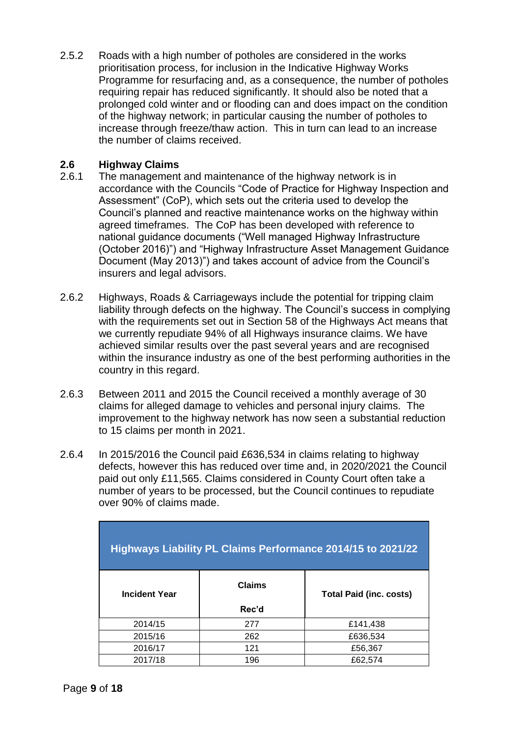2.5.2 Roads with a high number of potholes are considered in the works prioritisation process, for inclusion in the Indicative Highway Works Programme for resurfacing and, as a consequence, the number of potholes requiring repair has reduced significantly. It should also be noted that a prolonged cold winter and or flooding can and does impact on the condition of the highway network; in particular causing the number of potholes to increase through freeze/thaw action. This in turn can lead to an increase the number of claims received.

## 2.6 Highway Claims

2.6.1 The management and maintenance of the highway network is in accordance with the Councils "Code of Practice for Highway Inspection and Assessment" (CoP), which sets out the criteria used to develop the Council's planned and reactive maintenance works on the highway within agreed timeframes. The CoP has been developed with reference to national guidance documents ("Well managed Highway Infrastructure (October 2016)") and "Highway Infrastructure Asset Management Guidance Document (May 2013)") and takes account of advice from the Council's insurers and legal advisors.

2.6.2 Highways, Roads & Carriageways include the potential for tripping claim liability through defects on the highway. The Council's success in complying with the requirements set out in Section 58 of the Highways Act means that we currently repudiate 94% of all Highways insurance claims. We have achieved similar results over the past several years and are recognised within the insurance industry as one of the best performing authorities in the country in this regard.

2.6.3 Between 2011 and 2015 the Council received a monthly average of 30 claims for alleged damage to vehicles and personal injury claims. The improvement to the highway network has now seen a substantial reduction to 15 claims per month in 2021.

2.6.4 In 2015/2016 the Council paid £636,534 in claims relating to highway defects, however this has reduced over time and, in 2020/2021 the Council paid out only £11,565. Claims considered in County Court often take a number of years to be processed, but the Council continues to repudiate over 90% of claims made.

| Highways Liability PL Claims Performance 2014/15 to 2021/22 | | |
|---|---|---|
| **Incident Year** | **Claims Rec'd** | **Total Paid (inc. costs)** |
| 2014/15 | 277 | £141,438 |
| 2015/16 | 262 | £636,534 |
| 2016/17 | 121 | £56,367 |
| 2017/18 | 196 | £62,574 |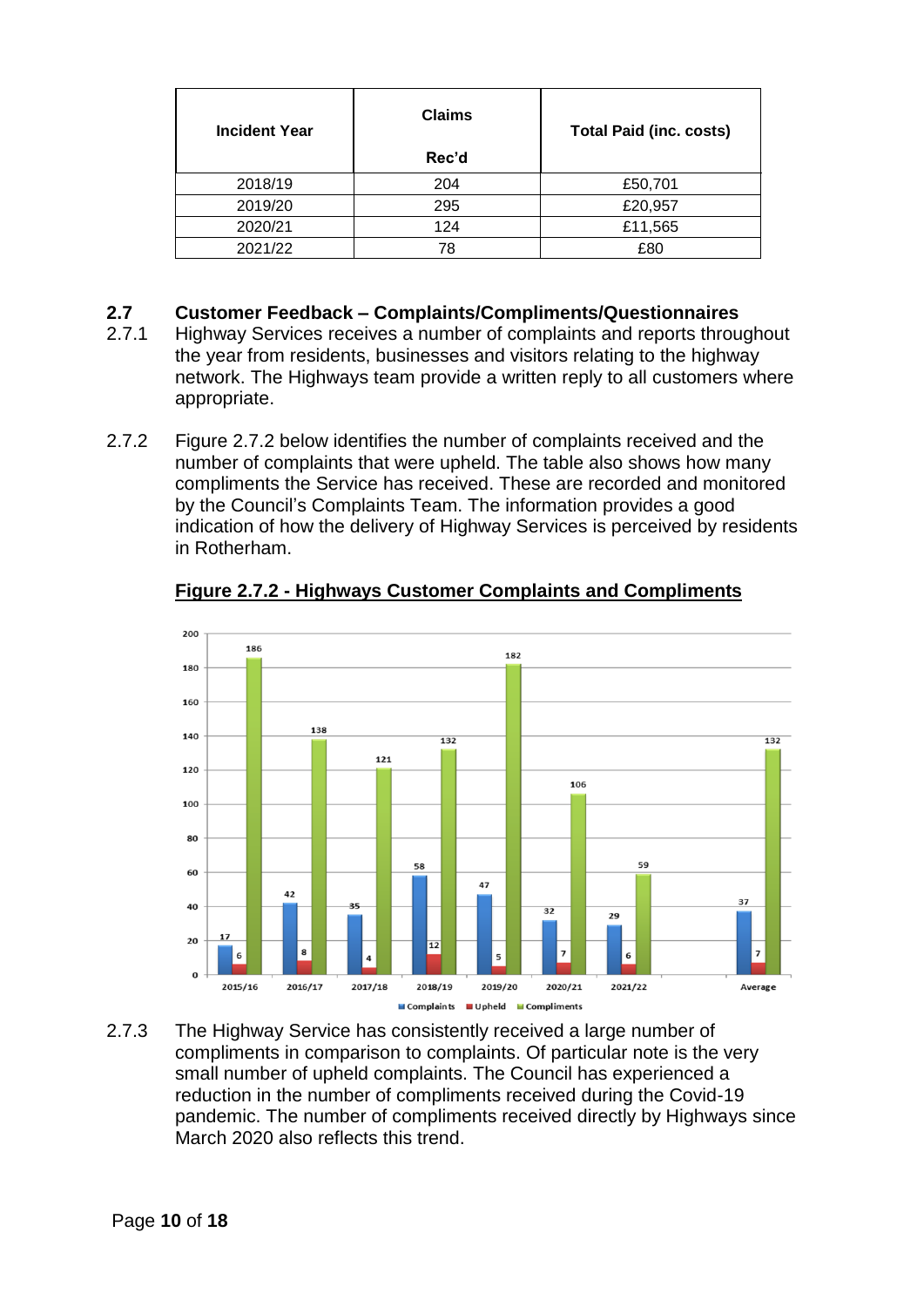| Incident Year | Claims Rec'd | Total Paid (inc. costs) |
|---|---|---|
| 2018/19 | 204 | £50,701 |
| 2019/20 | 295 | £20,957 |
| 2020/21 | 124 | £11,565 |
| 2021/22 | 78 | £80 |

## 2.7 Customer Feedback – Complaints/Compliments/Questionnaires

2.7.1 Highway Services receives a number of complaints and reports throughout the year from residents, businesses and visitors relating to the highway network. The Highways team provide a written reply to all customers where appropriate.

2.7.2 Figure 2.7.2 below identifies the number of complaints received and the number of complaints that were upheld. The table also shows how many compliments the Service has received. These are recorded and monitored by the Council's Complaints Team. The information provides a good indication of how the delivery of Highway Services is perceived by residents in Rotherham.

**Figure 2.7.2 - Highways Customer Complaints and Compliments**

| | Complaints | Upheld | Compliments |
|---|---|---|---|
| 2015/16 | 17 | 6 | 186 |
| 2016/17 | 42 | 8 | 138 |
| 2017/18 | 35 | 4 | 121 |
| 2018/19 | 58 | 12 | 132 |
| 2019/20 | 47 | 5 | 182 |
| 2020/21 | 32 | 7 | 106 |
| 2021/22 | 29 | 6 | 59 |
| Average | 37 | 7 | 132 |

2.7.3 The Highway Service has consistently received a large number of compliments in comparison to complaints. Of particular note is the very small number of upheld complaints. The Council has experienced a reduction in the number of compliments received during the Covid-19 pandemic. The number of compliments received directly by Highways since March 2020 also reflects this trend.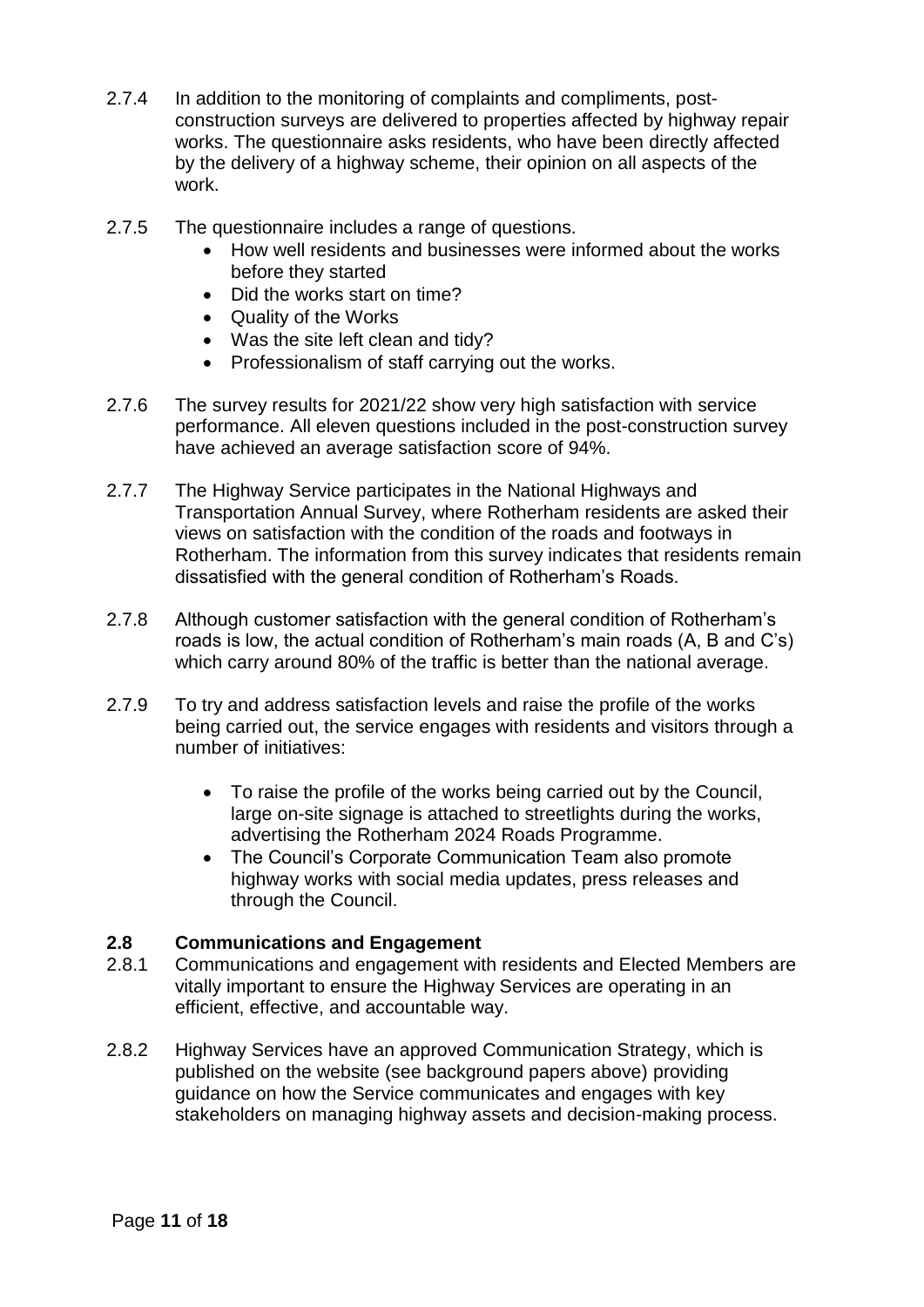2.7.4 In addition to the monitoring of complaints and compliments, post-construction surveys are delivered to properties affected by highway repair works. The questionnaire asks residents, who have been directly affected by the delivery of a highway scheme, their opinion on all aspects of the work.

2.7.5 The questionnaire includes a range of questions.

- How well residents and businesses were informed about the works before they started
- Did the works start on time?
- Quality of the Works
- Was the site left clean and tidy?
- Professionalism of staff carrying out the works.

2.7.6 The survey results for 2021/22 show very high satisfaction with service performance. All eleven questions included in the post-construction survey have achieved an average satisfaction score of 94%.

2.7.7 The Highway Service participates in the National Highways and Transportation Annual Survey, where Rotherham residents are asked their views on satisfaction with the condition of the roads and footways in Rotherham. The information from this survey indicates that residents remain dissatisfied with the general condition of Rotherham's Roads.

2.7.8 Although customer satisfaction with the general condition of Rotherham's roads is low, the actual condition of Rotherham's main roads (A, B and C's) which carry around 80% of the traffic is better than the national average.

2.7.9 To try and address satisfaction levels and raise the profile of the works being carried out, the service engages with residents and visitors through a number of initiatives:

- To raise the profile of the works being carried out by the Council, large on-site signage is attached to streetlights during the works, advertising the Rotherham 2024 Roads Programme.
- The Council's Corporate Communication Team also promote highway works with social media updates, press releases and through the Council.

## 2.8 Communications and Engagement

2.8.1 Communications and engagement with residents and Elected Members are vitally important to ensure the Highway Services are operating in an efficient, effective, and accountable way.

2.8.2 Highway Services have an approved Communication Strategy, which is published on the website (see background papers above) providing guidance on how the Service communicates and engages with key stakeholders on managing highway assets and decision-making process.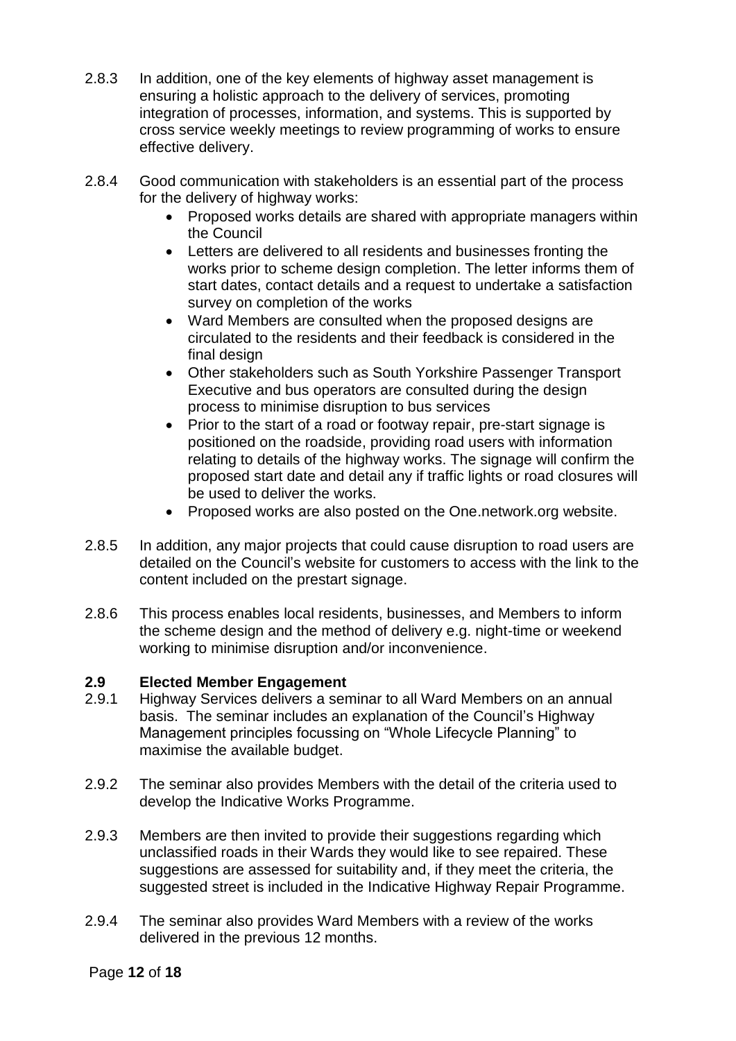2.8.3 In addition, one of the key elements of highway asset management is ensuring a holistic approach to the delivery of services, promoting integration of processes, information, and systems. This is supported by cross service weekly meetings to review programming of works to ensure effective delivery.

2.8.4 Good communication with stakeholders is an essential part of the process for the delivery of highway works:

- Proposed works details are shared with appropriate managers within the Council
- Letters are delivered to all residents and businesses fronting the works prior to scheme design completion. The letter informs them of start dates, contact details and a request to undertake a satisfaction survey on completion of the works
- Ward Members are consulted when the proposed designs are circulated to the residents and their feedback is considered in the final design
- Other stakeholders such as South Yorkshire Passenger Transport Executive and bus operators are consulted during the design process to minimise disruption to bus services
- Prior to the start of a road or footway repair, pre-start signage is positioned on the roadside, providing road users with information relating to details of the highway works. The signage will confirm the proposed start date and detail any if traffic lights or road closures will be used to deliver the works.
- Proposed works are also posted on the One.network.org website.

2.8.5 In addition, any major projects that could cause disruption to road users are detailed on the Council's website for customers to access with the link to the content included on the prestart signage.

2.8.6 This process enables local residents, businesses, and Members to inform the scheme design and the method of delivery e.g. night-time or weekend working to minimise disruption and/or inconvenience.

## 2.9 Elected Member Engagement

2.9.1 Highway Services delivers a seminar to all Ward Members on an annual basis. The seminar includes an explanation of the Council's Highway Management principles focussing on "Whole Lifecycle Planning" to maximise the available budget.

2.9.2 The seminar also provides Members with the detail of the criteria used to develop the Indicative Works Programme.

2.9.3 Members are then invited to provide their suggestions regarding which unclassified roads in their Wards they would like to see repaired. These suggestions are assessed for suitability and, if they meet the criteria, the suggested street is included in the Indicative Highway Repair Programme.

2.9.4 The seminar also provides Ward Members with a review of the works delivered in the previous 12 months.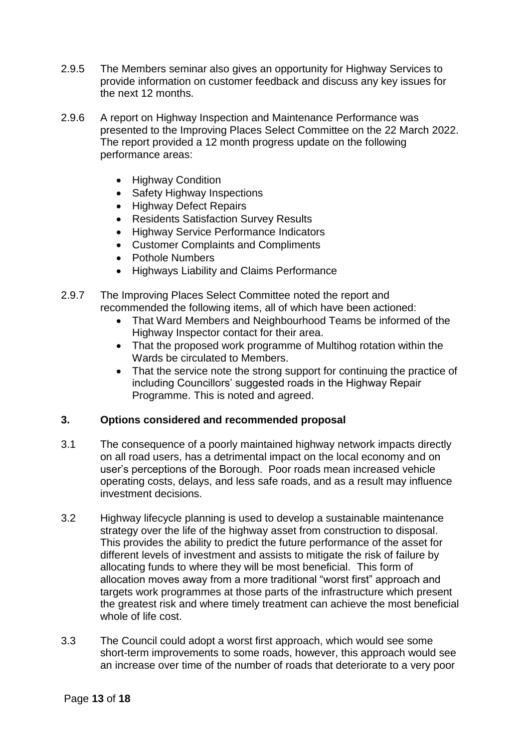2.9.5 The Members seminar also gives an opportunity for Highway Services to provide information on customer feedback and discuss any key issues for the next 12 months.

2.9.6 A report on Highway Inspection and Maintenance Performance was presented to the Improving Places Select Committee on the 22 March 2022. The report provided a 12 month progress update on the following performance areas:

- Highway Condition
- Safety Highway Inspections
- Highway Defect Repairs
- Residents Satisfaction Survey Results
- Highway Service Performance Indicators
- Customer Complaints and Compliments
- Pothole Numbers
- Highways Liability and Claims Performance

2.9.7 The Improving Places Select Committee noted the report and recommended the following items, all of which have been actioned:

- That Ward Members and Neighbourhood Teams be informed of the Highway Inspector contact for their area.
- That the proposed work programme of Multihog rotation within the Wards be circulated to Members.
- That the service note the strong support for continuing the practice of including Councillors' suggested roads in the Highway Repair Programme. This is noted and agreed.

## 3. Options considered and recommended proposal

3.1 The consequence of a poorly maintained highway network impacts directly on all road users, has a detrimental impact on the local economy and on user's perceptions of the Borough. Poor roads mean increased vehicle operating costs, delays, and less safe roads, and as a result may influence investment decisions.

3.2 Highway lifecycle planning is used to develop a sustainable maintenance strategy over the life of the highway asset from construction to disposal. This provides the ability to predict the future performance of the asset for different levels of investment and assists to mitigate the risk of failure by allocating funds to where they will be most beneficial. This form of allocation moves away from a more traditional "worst first" approach and targets work programmes at those parts of the infrastructure which present the greatest risk and where timely treatment can achieve the most beneficial whole of life cost.

3.3 The Council could adopt a worst first approach, which would see some short-term improvements to some roads, however, this approach would see an increase over time of the number of roads that deteriorate to a very poor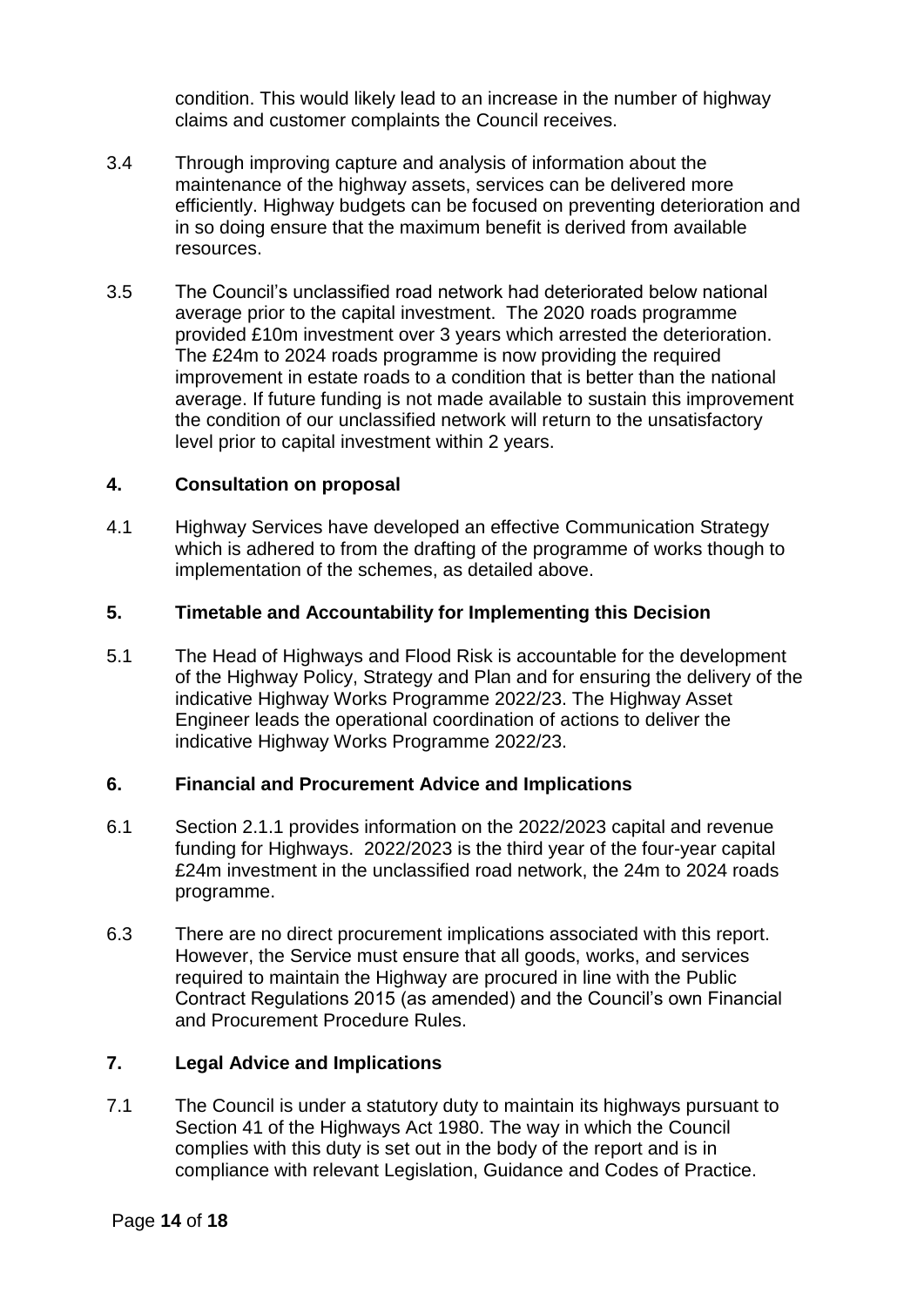condition. This would likely lead to an increase in the number of highway claims and customer complaints the Council receives.

3.4 Through improving capture and analysis of information about the maintenance of the highway assets, services can be delivered more efficiently. Highway budgets can be focused on preventing deterioration and in so doing ensure that the maximum benefit is derived from available resources.

3.5 The Council's unclassified road network had deteriorated below national average prior to the capital investment. The 2020 roads programme provided £10m investment over 3 years which arrested the deterioration. The £24m to 2024 roads programme is now providing the required improvement in estate roads to a condition that is better than the national average. If future funding is not made available to sustain this improvement the condition of our unclassified network will return to the unsatisfactory level prior to capital investment within 2 years.

## 4. Consultation on proposal

4.1 Highway Services have developed an effective Communication Strategy which is adhered to from the drafting of the programme of works though to implementation of the schemes, as detailed above.

## 5. Timetable and Accountability for Implementing this Decision

5.1 The Head of Highways and Flood Risk is accountable for the development of the Highway Policy, Strategy and Plan and for ensuring the delivery of the indicative Highway Works Programme 2022/23. The Highway Asset Engineer leads the operational coordination of actions to deliver the indicative Highway Works Programme 2022/23.

## 6. Financial and Procurement Advice and Implications

6.1 Section 2.1.1 provides information on the 2022/2023 capital and revenue funding for Highways. 2022/2023 is the third year of the four-year capital £24m investment in the unclassified road network, the 24m to 2024 roads programme.

6.3 There are no direct procurement implications associated with this report. However, the Service must ensure that all goods, works, and services required to maintain the Highway are procured in line with the Public Contract Regulations 2015 (as amended) and the Council's own Financial and Procurement Procedure Rules.

## 7. Legal Advice and Implications

7.1 The Council is under a statutory duty to maintain its highways pursuant to Section 41 of the Highways Act 1980. The way in which the Council complies with this duty is set out in the body of the report and is in compliance with relevant Legislation, Guidance and Codes of Practice.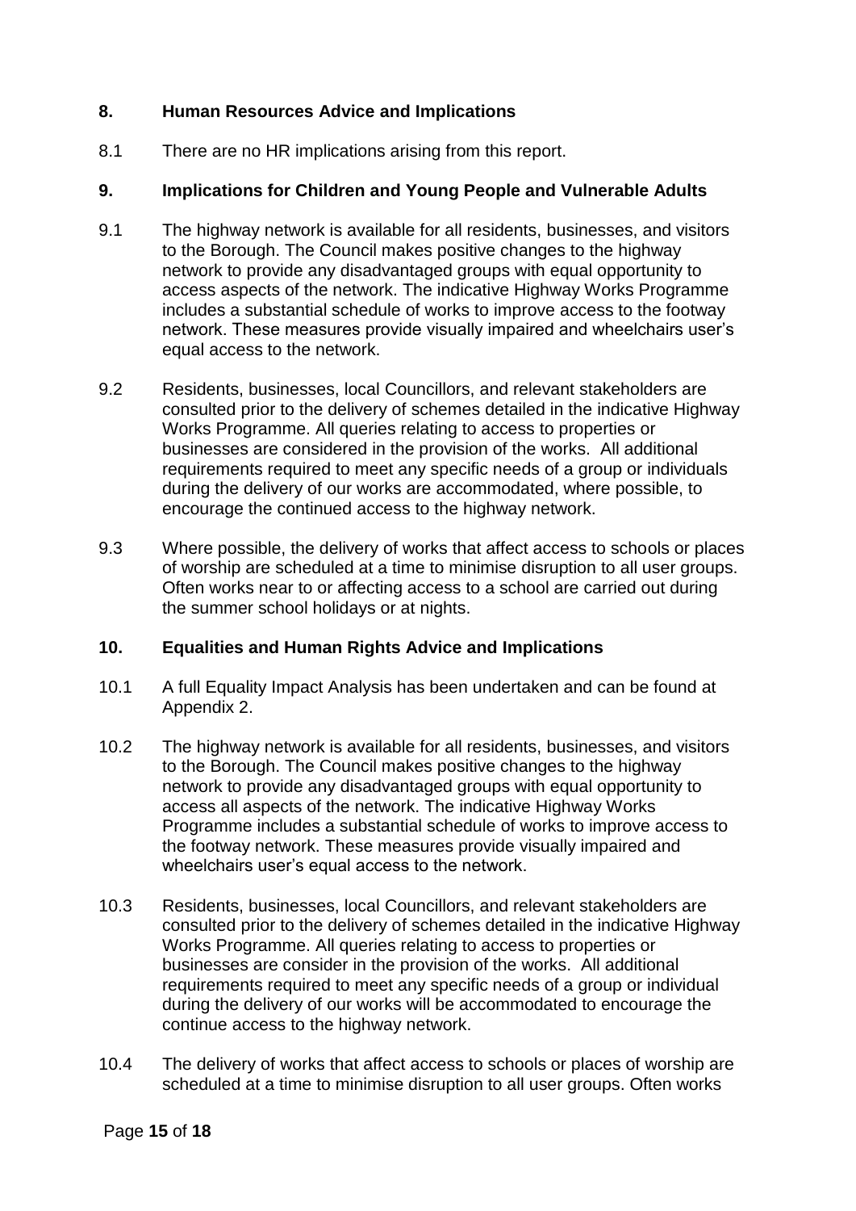## 8. Human Resources Advice and Implications

8.1 There are no HR implications arising from this report.

## 9. Implications for Children and Young People and Vulnerable Adults

9.1 The highway network is available for all residents, businesses, and visitors to the Borough. The Council makes positive changes to the highway network to provide any disadvantaged groups with equal opportunity to access aspects of the network. The indicative Highway Works Programme includes a substantial schedule of works to improve access to the footway network. These measures provide visually impaired and wheelchairs user's equal access to the network.

9.2 Residents, businesses, local Councillors, and relevant stakeholders are consulted prior to the delivery of schemes detailed in the indicative Highway Works Programme. All queries relating to access to properties or businesses are considered in the provision of the works. All additional requirements required to meet any specific needs of a group or individuals during the delivery of our works are accommodated, where possible, to encourage the continued access to the highway network.

9.3 Where possible, the delivery of works that affect access to schools or places of worship are scheduled at a time to minimise disruption to all user groups. Often works near to or affecting access to a school are carried out during the summer school holidays or at nights.

## 10. Equalities and Human Rights Advice and Implications

10.1 A full Equality Impact Analysis has been undertaken and can be found at Appendix 2.

10.2 The highway network is available for all residents, businesses, and visitors to the Borough. The Council makes positive changes to the highway network to provide any disadvantaged groups with equal opportunity to access all aspects of the network. The indicative Highway Works Programme includes a substantial schedule of works to improve access to the footway network. These measures provide visually impaired and wheelchairs user's equal access to the network.

10.3 Residents, businesses, local Councillors, and relevant stakeholders are consulted prior to the delivery of schemes detailed in the indicative Highway Works Programme. All queries relating to access to properties or businesses are consider in the provision of the works. All additional requirements required to meet any specific needs of a group or individual during the delivery of our works will be accommodated to encourage the continue access to the highway network.

10.4 The delivery of works that affect access to schools or places of worship are scheduled at a time to minimise disruption to all user groups. Often works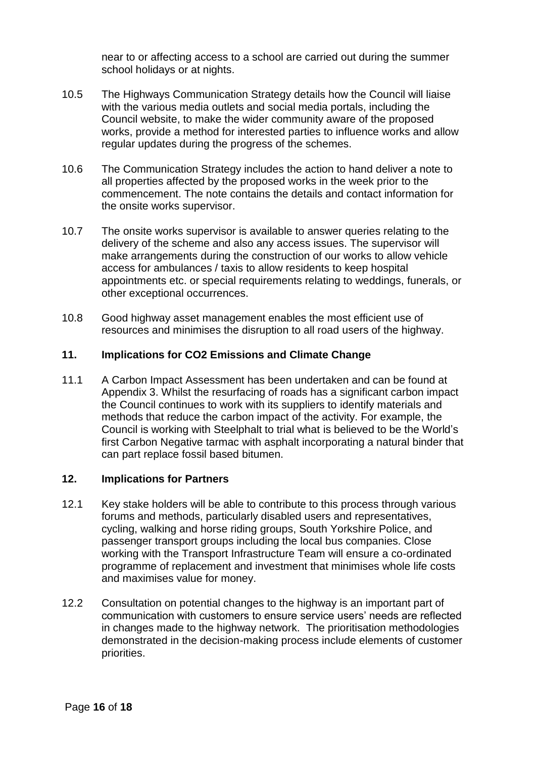near to or affecting access to a school are carried out during the summer school holidays or at nights.

10.5 The Highways Communication Strategy details how the Council will liaise with the various media outlets and social media portals, including the Council website, to make the wider community aware of the proposed works, provide a method for interested parties to influence works and allow regular updates during the progress of the schemes.

10.6 The Communication Strategy includes the action to hand deliver a note to all properties affected by the proposed works in the week prior to the commencement. The note contains the details and contact information for the onsite works supervisor.

10.7 The onsite works supervisor is available to answer queries relating to the delivery of the scheme and also any access issues. The supervisor will make arrangements during the construction of our works to allow vehicle access for ambulances / taxis to allow residents to keep hospital appointments etc. or special requirements relating to weddings, funerals, or other exceptional occurrences.

10.8 Good highway asset management enables the most efficient use of resources and minimises the disruption to all road users of the highway.

## 11. Implications for CO2 Emissions and Climate Change

11.1 A Carbon Impact Assessment has been undertaken and can be found at Appendix 3. Whilst the resurfacing of roads has a significant carbon impact the Council continues to work with its suppliers to identify materials and methods that reduce the carbon impact of the activity. For example, the Council is working with Steelphalt to trial what is believed to be the World's first Carbon Negative tarmac with asphalt incorporating a natural binder that can part replace fossil based bitumen.

## 12. Implications for Partners

12.1 Key stake holders will be able to contribute to this process through various forums and methods, particularly disabled users and representatives, cycling, walking and horse riding groups, South Yorkshire Police, and passenger transport groups including the local bus companies. Close working with the Transport Infrastructure Team will ensure a co-ordinated programme of replacement and investment that minimises whole life costs and maximises value for money.

12.2 Consultation on potential changes to the highway is an important part of communication with customers to ensure service users' needs are reflected in changes made to the highway network. The prioritisation methodologies demonstrated in the decision-making process include elements of customer priorities.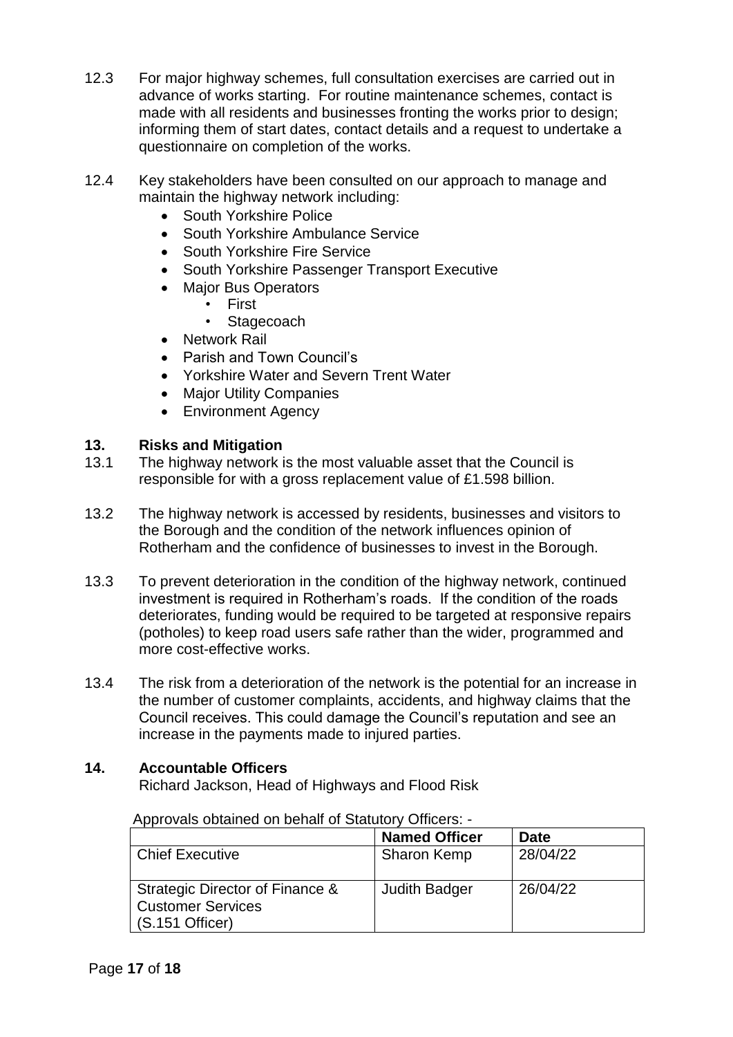12.3 For major highway schemes, full consultation exercises are carried out in advance of works starting. For routine maintenance schemes, contact is made with all residents and businesses fronting the works prior to design; informing them of start dates, contact details and a request to undertake a questionnaire on completion of the works.

12.4 Key stakeholders have been consulted on our approach to manage and maintain the highway network including:

- South Yorkshire Police
- South Yorkshire Ambulance Service
- South Yorkshire Fire Service
- South Yorkshire Passenger Transport Executive
- Major Bus Operators
  - First
  - Stagecoach
- Network Rail
- Parish and Town Council's
- Yorkshire Water and Severn Trent Water
- Major Utility Companies
- Environment Agency

## 13. Risks and Mitigation

13.1 The highway network is the most valuable asset that the Council is responsible for with a gross replacement value of £1.598 billion.

13.2 The highway network is accessed by residents, businesses and visitors to the Borough and the condition of the network influences opinion of Rotherham and the confidence of businesses to invest in the Borough.

13.3 To prevent deterioration in the condition of the highway network, continued investment is required in Rotherham's roads. If the condition of the roads deteriorates, funding would be required to be targeted at responsive repairs (potholes) to keep road users safe rather than the wider, programmed and more cost-effective works.

13.4 The risk from a deterioration of the network is the potential for an increase in the number of customer complaints, accidents, and highway claims that the Council receives. This could damage the Council's reputation and see an increase in the payments made to injured parties.

## 14. Accountable Officers

Richard Jackson, Head of Highways and Flood Risk

Approvals obtained on behalf of Statutory Officers: -

| | Named Officer | Date |
|---|---|---|
| Chief Executive | Sharon Kemp | 28/04/22 |
| Strategic Director of Finance & Customer Services (S.151 Officer) | Judith Badger | 26/04/22 |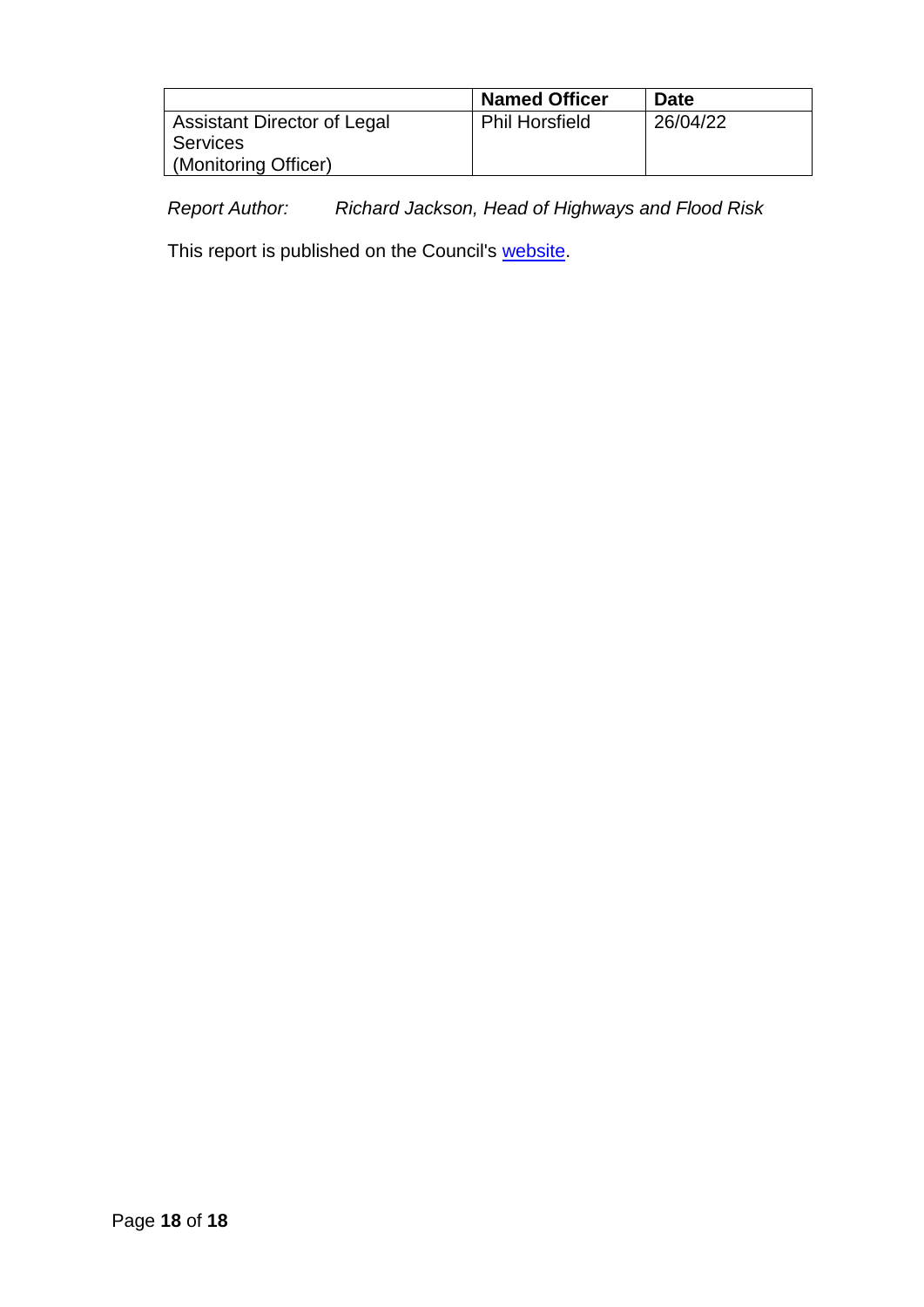| | Named Officer | Date |
|---|---|---|
| Assistant Director of Legal Services (Monitoring Officer) | Phil Horsfield | 26/04/22 |

*Report Author:* *Richard Jackson, Head of Highways and Flood Risk*

This report is published on the Council's website.